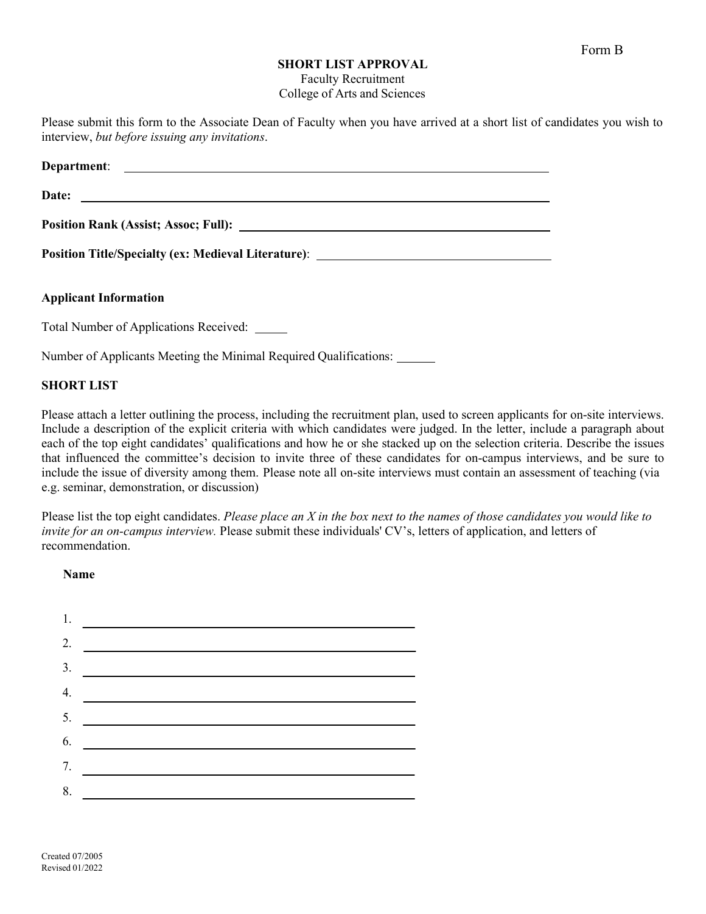Form B

# SHORT LIST APPROVAL

Faculty Recruitment
College of Arts and Sciences

Please submit this form to the Associate Dean of Faculty when you have arrived at a short list of candidates you wish to interview, *but before issuing any invitations*.

**Department**: ______________________________________________

**Date:** ______________________________________________

**Position Rank (Assist; Assoc; Full):** ______________________________

**Position Title/Specialty (ex: Medieval Literature)**: ______________________

**Applicant Information**

Total Number of Applications Received: _____

Number of Applicants Meeting the Minimal Required Qualifications: ______

**SHORT LIST**

Please attach a letter outlining the process, including the recruitment plan, used to screen applicants for on-site interviews. Include a description of the explicit criteria with which candidates were judged. In the letter, include a paragraph about each of the top eight candidates' qualifications and how he or she stacked up on the selection criteria. Describe the issues that influenced the committee's decision to invite three of these candidates for on-campus interviews, and be sure to include the issue of diversity among them. Please note all on-site interviews must contain an assessment of teaching (via e.g. seminar, demonstration, or discussion)

Please list the top eight candidates. *Please place an X in the box next to the names of those candidates you would like to invite for an on-campus interview.* Please submit these individuals' CV's, letters of application, and letters of recommendation.

**Name**

1. ______________________________________________
2. ______________________________________________
3. ______________________________________________
4. ______________________________________________
5. ______________________________________________
6. ______________________________________________
7. ______________________________________________
8. ______________________________________________

Created 07/2005
Revised 01/2022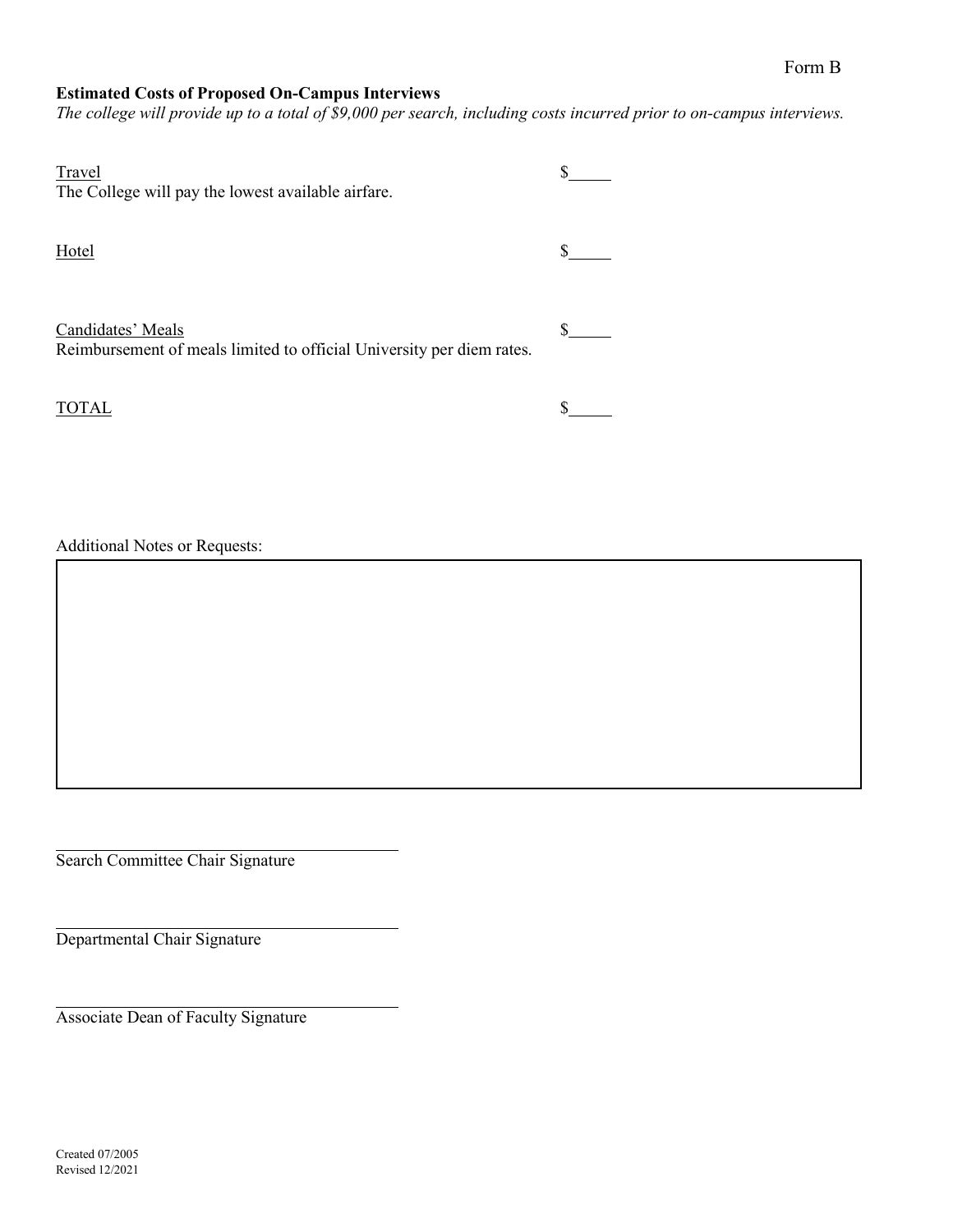Form B

**Estimated Costs of Proposed On-Campus Interviews**

*The college will provide up to a total of $9,000 per search, including costs incurred prior to on-campus interviews.*

Travel $_____
The College will pay the lowest available airfare.

Hotel $_____

Candidates' Meals $_____
Reimbursement of meals limited to official University per diem rates.

TOTAL $_____

Additional Notes or Requests:

| |
|---|
| |

_________________________________
Search Committee Chair Signature

_________________________________
Departmental Chair Signature

_________________________________
Associate Dean of Faculty Signature

Created 07/2005
Revised 12/2021